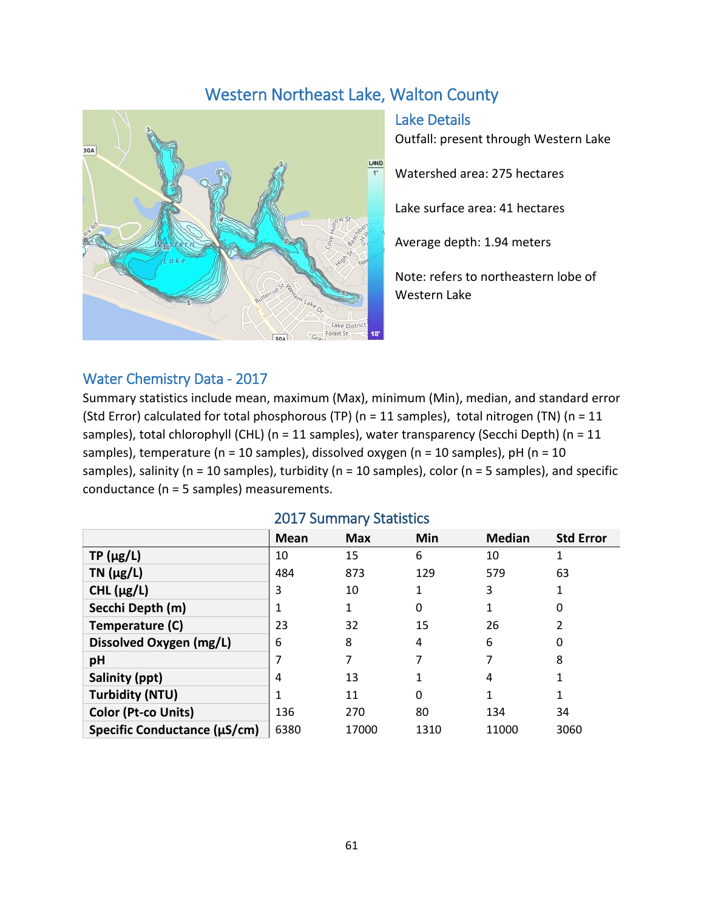# Western Northeast Lake, Walton County

## Lake Details

Outfall: present through Western Lake

Watershed area: 275 hectares

Lake surface area: 41 hectares

Average depth: 1.94 meters

Note: refers to northeastern lobe of Western Lake

## Water Chemistry Data - 2017

Summary statistics include mean, maximum (Max), minimum (Min), median, and standard error (Std Error) calculated for total phosphorous (TP) (n = 11 samples), total nitrogen (TN) (n = 11 samples), total chlorophyll (CHL) (n = 11 samples), water transparency (Secchi Depth) (n = 11 samples), temperature (n = 10 samples), dissolved oxygen (n = 10 samples), pH (n = 10 samples), salinity (n = 10 samples), turbidity (n = 10 samples), color (n = 5 samples), and specific conductance (n = 5 samples) measurements.

### 2017 Summary Statistics

| | Mean | Max | Min | Median | Std Error |
|---|---|---|---|---|---|
| **TP (µg/L)** | 10 | 15 | 6 | 10 | 1 |
| **TN (µg/L)** | 484 | 873 | 129 | 579 | 63 |
| **CHL (µg/L)** | 3 | 10 | 1 | 3 | 1 |
| **Secchi Depth (m)** | 1 | 1 | 0 | 1 | 0 |
| **Temperature (C)** | 23 | 32 | 15 | 26 | 2 |
| **Dissolved Oxygen (mg/L)** | 6 | 8 | 4 | 6 | 0 |
| **pH** | 7 | 7 | 7 | 7 | 8 |
| **Salinity (ppt)** | 4 | 13 | 1 | 4 | 1 |
| **Turbidity (NTU)** | 1 | 11 | 0 | 1 | 1 |
| **Color (Pt-co Units)** | 136 | 270 | 80 | 134 | 34 |
| **Specific Conductance (µS/cm)** | 6380 | 17000 | 1310 | 11000 | 3060 |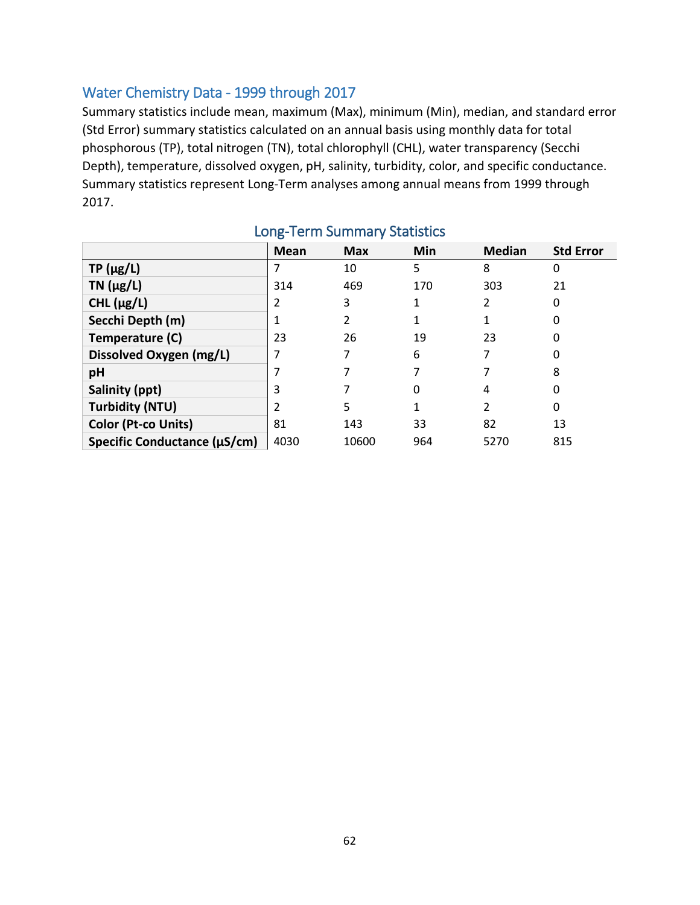## Water Chemistry Data - 1999 through 2017

Summary statistics include mean, maximum (Max), minimum (Min), median, and standard error (Std Error) summary statistics calculated on an annual basis using monthly data for total phosphorous (TP), total nitrogen (TN), total chlorophyll (CHL), water transparency (Secchi Depth), temperature, dissolved oxygen, pH, salinity, turbidity, color, and specific conductance. Summary statistics represent Long-Term analyses among annual means from 1999 through 2017.

### Long-Term Summary Statistics

| | Mean | Max | Min | Median | Std Error |
|---|---|---|---|---|---|
| **TP (µg/L)** | 7 | 10 | 5 | 8 | 0 |
| **TN (µg/L)** | 314 | 469 | 170 | 303 | 21 |
| **CHL (µg/L)** | 2 | 3 | 1 | 2 | 0 |
| **Secchi Depth (m)** | 1 | 2 | 1 | 1 | 0 |
| **Temperature (C)** | 23 | 26 | 19 | 23 | 0 |
| **Dissolved Oxygen (mg/L)** | 7 | 7 | 6 | 7 | 0 |
| **pH** | 7 | 7 | 7 | 7 | 8 |
| **Salinity (ppt)** | 3 | 7 | 0 | 4 | 0 |
| **Turbidity (NTU)** | 2 | 5 | 1 | 2 | 0 |
| **Color (Pt-co Units)** | 81 | 143 | 33 | 82 | 13 |
| **Specific Conductance (µS/cm)** | 4030 | 10600 | 964 | 5270 | 815 |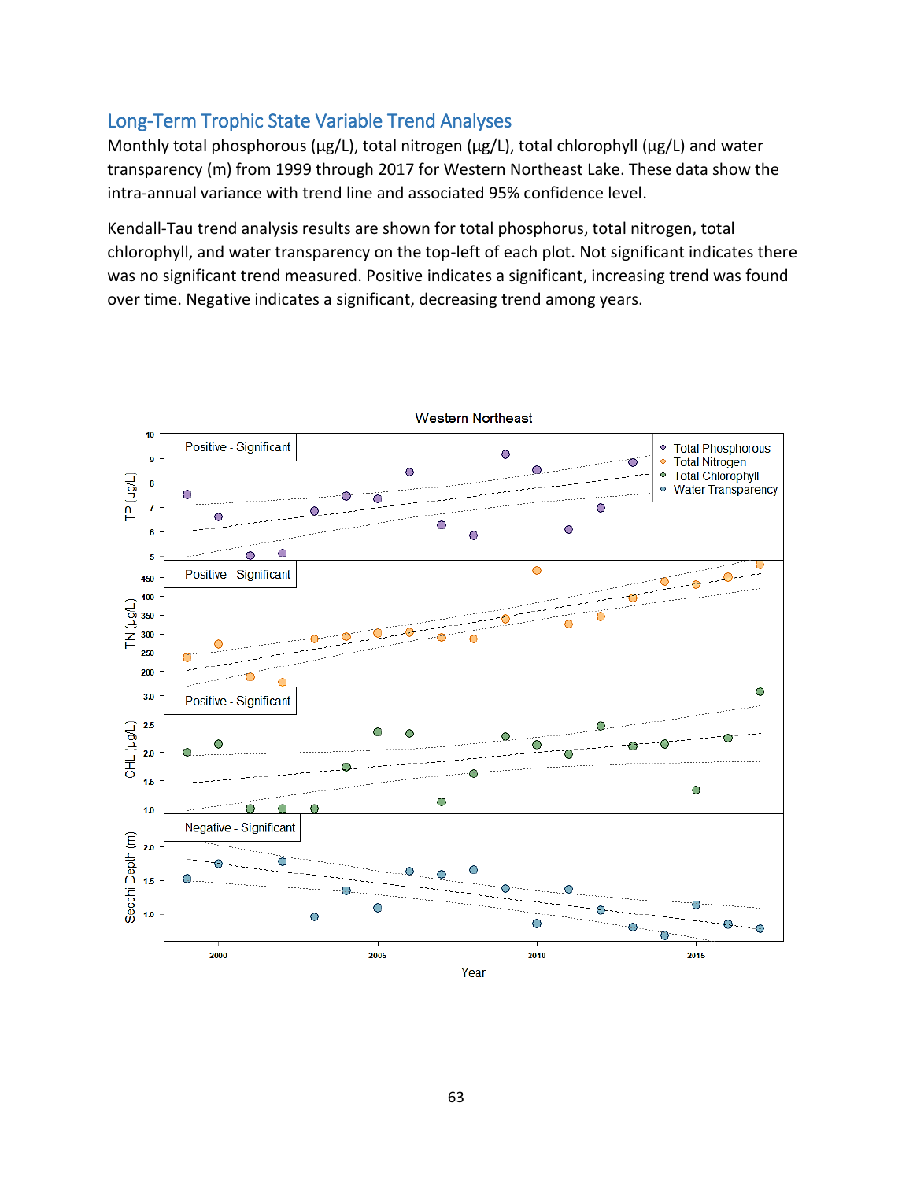## Long-Term Trophic State Variable Trend Analyses

Monthly total phosphorous (µg/L), total nitrogen (µg/L), total chlorophyll (µg/L) and water transparency (m) from 1999 through 2017 for Western Northeast Lake. These data show the intra-annual variance with trend line and associated 95% confidence level.

Kendall-Tau trend analysis results are shown for total phosphorus, total nitrogen, total chlorophyll, and water transparency on the top-left of each plot. Not significant indicates there was no significant trend measured. Positive indicates a significant, increasing trend was found over time. Negative indicates a significant, decreasing trend among years.

Western Northeast

Total Phosphorous
Total Nitrogen
Total Chlorophyll
Water Transparency

TP (µg/L)
Positive - Significant
10
9
8
7
6
5

TN (µg/L)
Positive - Significant
450
400
350
300
250
200

CHL (µg/L)
Positive - Significant
3.0
2.5
2.0
1.5
1.0

Secchi Depth (m)
Negative - Significant
2.0
1.5
1.0

2000
2005
2010
2015
Year